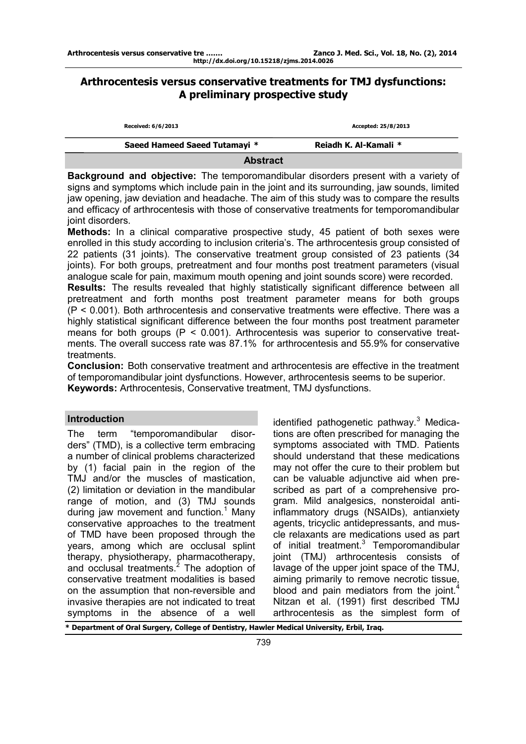# Arthrocentesis versus conservative treatments for TMJ dysfunctions: A preliminary prospective study

Received: 6/6/2013 Accepted: 25/8/2013

**Saeed Hameed Saeed Tutamayi *** **Reiadh K. Al-Kamali ***

## Abstract

**Background and objective:** The temporomandibular disorders present with a variety of signs and symptoms which include pain in the joint and its surrounding, jaw sounds, limited jaw opening, jaw deviation and headache. The aim of this study was to compare the results and efficacy of arthrocentesis with those of conservative treatments for temporomandibular joint disorders.

**Methods:** In a clinical comparative prospective study, 45 patient of both sexes were enrolled in this study according to inclusion criteria's. The arthrocentesis group consisted of 22 patients (31 joints). The conservative treatment group consisted of 23 patients (34 joints). For both groups, pretreatment and four months post treatment parameters (visual analogue scale for pain, maximum mouth opening and joint sounds score) were recorded.

**Results:** The results revealed that highly statistically significant difference between all pretreatment and forth months post treatment parameter means for both groups ($P < 0.001$). Both arthrocentesis and conservative treatments were effective. There was a highly statistical significant difference between the four months post treatment parameter means for both groups ($P < 0.001$). Arthrocentesis was superior to conservative treatments. The overall success rate was 87.1% for arthrocentesis and 55.9% for conservative treatments.

**Conclusion:** Both conservative treatment and arthrocentesis are effective in the treatment of temporomandibular joint dysfunctions. However, arthrocentesis seems to be superior.

**Keywords:** Arthrocentesis, Conservative treatment, TMJ dysfunctions.

## Introduction

The term "temporomandibular disorders" (TMD), is a collective term embracing a number of clinical problems characterized by (1) facial pain in the region of the TMJ and/or the muscles of mastication, (2) limitation or deviation in the mandibular range of motion, and (3) TMJ sounds during jaw movement and function.[1] Many conservative approaches to the treatment of TMD have been proposed through the years, among which are occlusal splint therapy, physiotherapy, pharmacotherapy, and occlusal treatments.[2] The adoption of conservative treatment modalities is based on the assumption that non-reversible and invasive therapies are not indicated to treat symptoms in the absence of a well identified pathogenetic pathway.[3] Medications are often prescribed for managing the symptoms associated with TMD. Patients should understand that these medications may not offer the cure to their problem but can be valuable adjunctive aid when prescribed as part of a comprehensive program. Mild analgesics, nonsteroidal anti-inflammatory drugs (NSAIDs), antianxiety agents, tricyclic antidepressants, and muscle relaxants are medications used as part of initial treatment.[3] Temporomandibular joint (TMJ) arthrocentesis consists of lavage of the upper joint space of the TMJ, aiming primarily to remove necrotic tissue, blood and pain mediators from the joint.[4] Nitzan et al. (1991) first described TMJ arthrocentesis as the simplest form of

\* Department of Oral Surgery, College of Dentistry, Hawler Medical University, Erbil, Iraq.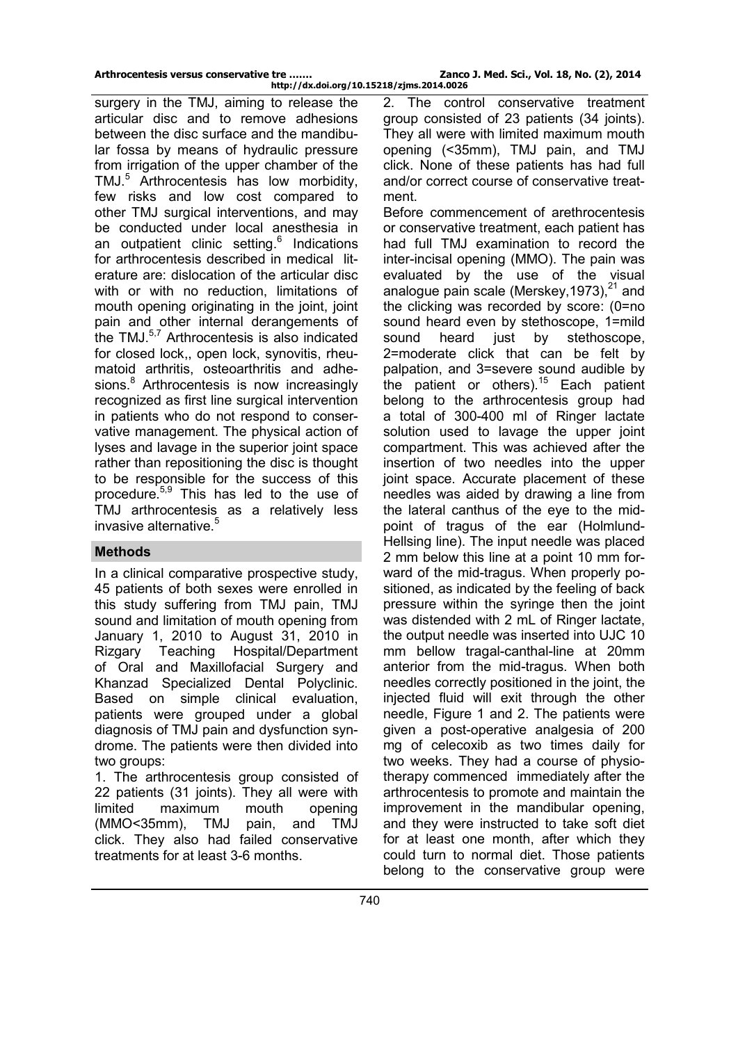surgery in the TMJ, aiming to release the articular disc and to remove adhesions between the disc surface and the mandibular fossa by means of hydraulic pressure from irrigation of the upper chamber of the TMJ.[5] Arthrocentesis has low morbidity, few risks and low cost compared to other TMJ surgical interventions, and may be conducted under local anesthesia in an outpatient clinic setting.[6] Indications for arthrocentesis described in medical literature are: dislocation of the articular disc with or with no reduction, limitations of mouth opening originating in the joint, joint pain and other internal derangements of the TMJ.[5,7] Arthrocentesis is also indicated for closed lock,, open lock, synovitis, rheumatoid arthritis, osteoarthritis and adhesions.[8] Arthrocentesis is now increasingly recognized as first line surgical intervention in patients who do not respond to conservative management. The physical action of lyses and lavage in the superior joint space rather than repositioning the disc is thought to be responsible for the success of this procedure.[5,9] This has led to the use of TMJ arthrocentesis as a relatively less invasive alternative.[5]

## Methods

In a clinical comparative prospective study, 45 patients of both sexes were enrolled in this study suffering from TMJ pain, TMJ sound and limitation of mouth opening from January 1, 2010 to August 31, 2010 in Rizgary Teaching Hospital/Department of Oral and Maxillofacial Surgery and Khanzad Specialized Dental Polyclinic. Based on simple clinical evaluation, patients were grouped under a global diagnosis of TMJ pain and dysfunction syndrome. The patients were then divided into two groups:

1. The arthrocentesis group consisted of 22 patients (31 joints). They all were with limited maximum mouth opening (MMO<35mm), TMJ pain, and TMJ click. They also had failed conservative treatments for at least 3-6 months.
2. The control conservative treatment group consisted of 23 patients (34 joints). They all were with limited maximum mouth opening (<35mm), TMJ pain, and TMJ click. None of these patients has had full and/or correct course of conservative treatment.

Before commencement of arethrocentesis or conservative treatment, each patient has had full TMJ examination to record the inter-incisal opening (MMO). The pain was evaluated by the use of the visual analogue pain scale (Merskey,1973),[21] and the clicking was recorded by score: (0=no sound heard even by stethoscope, 1=mild sound heard just by stethoscope, 2=moderate click that can be felt by palpation, and 3=severe sound audible by the patient or others).[15] Each patient belong to the arthrocentesis group had a total of 300-400 ml of Ringer lactate solution used to lavage the upper joint compartment. This was achieved after the insertion of two needles into the upper joint space. Accurate placement of these needles was aided by drawing a line from the lateral canthus of the eye to the mid-point of tragus of the ear (Holmlund-Hellsing line). The input needle was placed 2 mm below this line at a point 10 mm forward of the mid-tragus. When properly positioned, as indicated by the feeling of back pressure within the syringe then the joint was distended with 2 mL of Ringer lactate, the output needle was inserted into UJC 10 mm bellow tragal-canthal-line at 20mm anterior from the mid-tragus. When both needles correctly positioned in the joint, the injected fluid will exit through the other needle, Figure 1 and 2. The patients were given a post-operative analgesia of 200 mg of celecoxib as two times daily for two weeks. They had a course of physiotherapy commenced immediately after the arthrocentesis to promote and maintain the improvement in the mandibular opening, and they were instructed to take soft diet for at least one month, after which they could turn to normal diet. Those patients belong to the conservative group were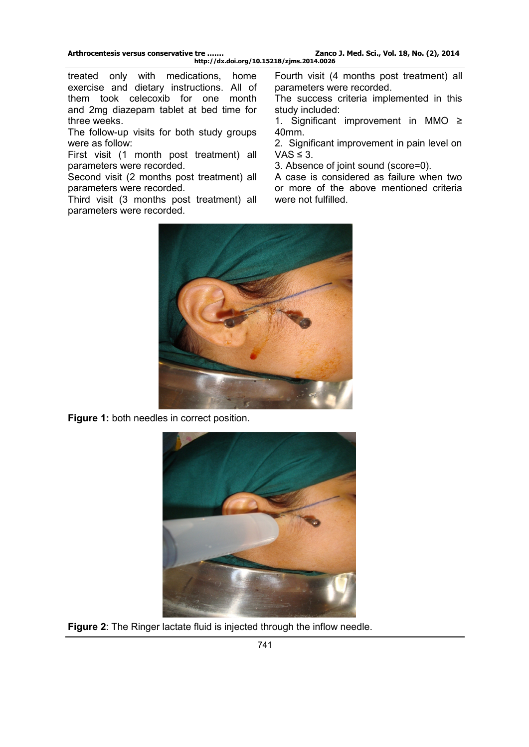treated only with medications, home exercise and dietary instructions. All of them took celecoxib for one month and 2mg diazepam tablet at bed time for three weeks.

The follow-up visits for both study groups were as follow:

First visit (1 month post treatment) all parameters were recorded.

Second visit (2 months post treatment) all parameters were recorded.

Third visit (3 months post treatment) all parameters were recorded.

Fourth visit (4 months post treatment) all parameters were recorded.

The success criteria implemented in this study included:

1. Significant improvement in MMO ≥ 40mm.
2. Significant improvement in pain level on VAS ≤ 3.
3. Absence of joint sound (score=0).

A case is considered as failure when two or more of the above mentioned criteria were not fulfilled.

**Figure 1:** both needles in correct position.

**Figure 2**: The Ringer lactate fluid is injected through the inflow needle.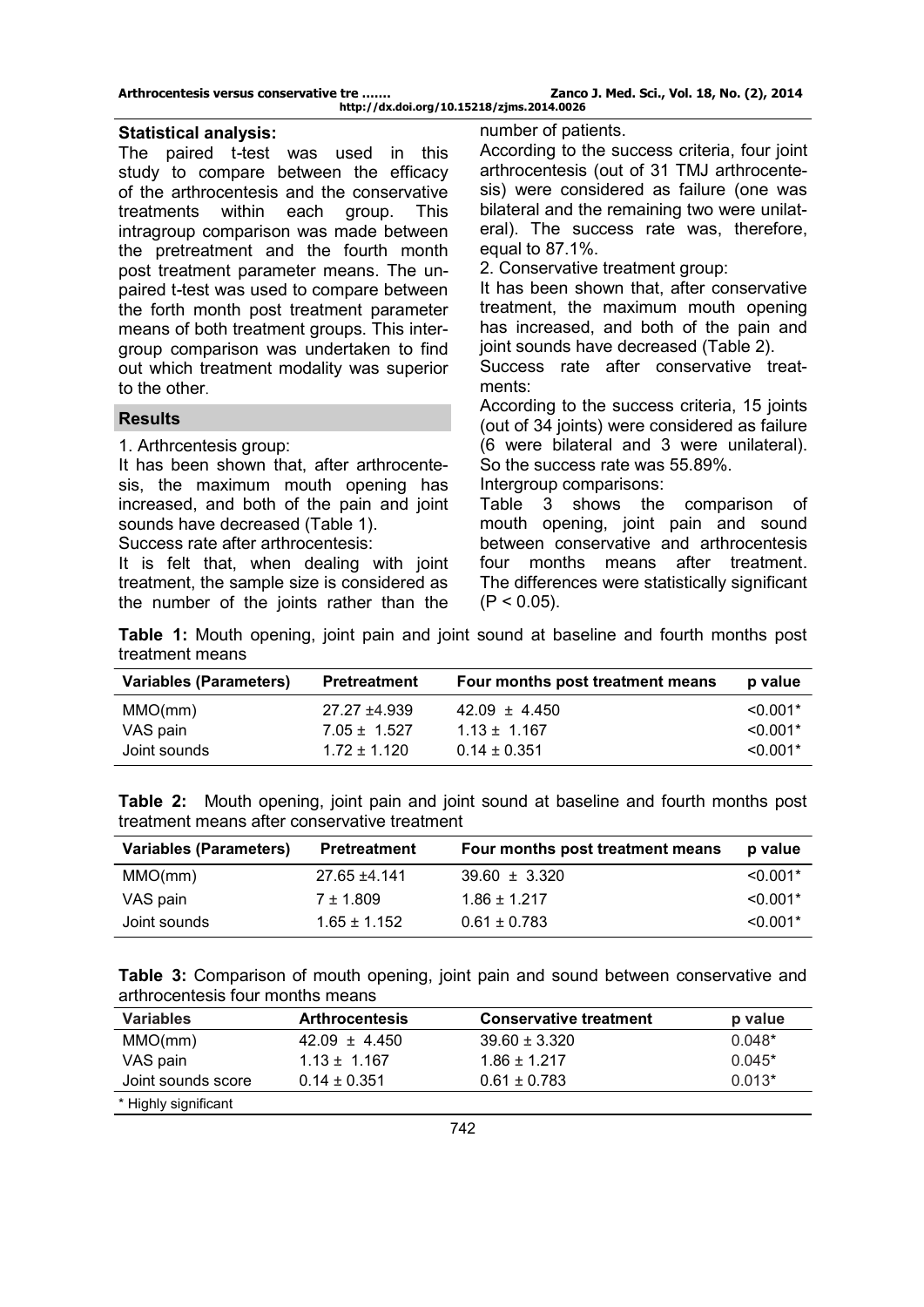### Statistical analysis:

The paired t-test was used in this study to compare between the efficacy of the arthrocentesis and the conservative treatments within each group. This intragroup comparison was made between the pretreatment and the fourth month post treatment parameter means. The unpaired t-test was used to compare between the forth month post treatment parameter means of both treatment groups. This intergroup comparison was undertaken to find out which treatment modality was superior to the other.

### Results

1. Arthrcentesis group:

It has been shown that, after arthrocentesis, the maximum mouth opening has increased, and both of the pain and joint sounds have decreased (Table 1).

Success rate after arthrocentesis:

It is felt that, when dealing with joint treatment, the sample size is considered as the number of the joints rather than the number of patients.

According to the success criteria, four joint arthrocentesis (out of 31 TMJ arthrocentesis) were considered as failure (one was bilateral and the remaining two were unilateral). The success rate was, therefore, equal to 87.1%.

2. Conservative treatment group:

It has been shown that, after conservative treatment, the maximum mouth opening has increased, and both of the pain and joint sounds have decreased (Table 2).

Success rate after conservative treatments:

According to the success criteria, 15 joints (out of 34 joints) were considered as failure (6 were bilateral and 3 were unilateral). So the success rate was 55.89%.

Intergroup comparisons:

Table 3 shows the comparison of mouth opening, joint pain and sound between conservative and arthrocentesis four months means after treatment. The differences were statistically significant ($P < 0.05$).

**Table 1:** Mouth opening, joint pain and joint sound at baseline and fourth months post treatment means

| Variables (Parameters) | Pretreatment | Four months post treatment means | p value |
|---|---|---|---|
| MMO(mm) | 27.27 ±4.939 | 42.09 ± 4.450 | <0.001* |
| VAS pain | 7.05 ± 1.527 | 1.13 ± 1.167 | <0.001* |
| Joint sounds | 1.72 ± 1.120 | 0.14 ± 0.351 | <0.001* |

**Table 2:** Mouth opening, joint pain and joint sound at baseline and fourth months post treatment means after conservative treatment

| Variables (Parameters) | Pretreatment | Four months post treatment means | p value |
|---|---|---|---|
| MMO(mm) | 27.65 ±4.141 | 39.60 ± 3.320 | <0.001* |
| VAS pain | 7 ± 1.809 | 1.86 ± 1.217 | <0.001* |
| Joint sounds | 1.65 ± 1.152 | 0.61 ± 0.783 | <0.001* |

**Table 3:** Comparison of mouth opening, joint pain and sound between conservative and arthrocentesis four months means

| Variables | Arthrocentesis | Conservative treatment | p value |
|---|---|---|---|
| MMO(mm) | 42.09 ± 4.450 | 39.60 ± 3.320 | 0.048* |
| VAS pain | 1.13 ± 1.167 | 1.86 ± 1.217 | 0.045* |
| Joint sounds score | 0.14 ± 0.351 | 0.61 ± 0.783 | 0.013* |

\* Highly significant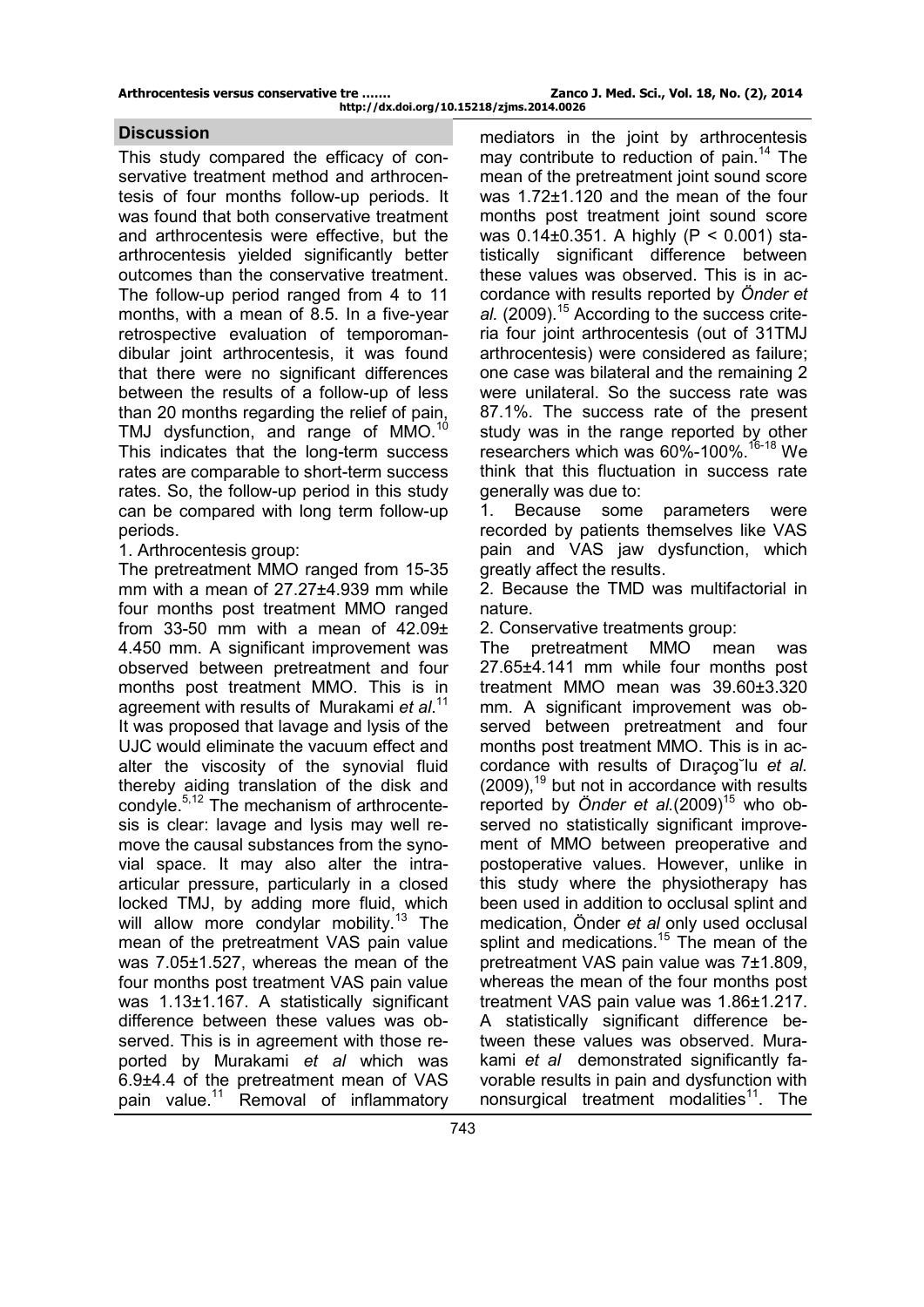## Discussion

This study compared the efficacy of conservative treatment method and arthrocentesis of four months follow-up periods. It was found that both conservative treatment and arthrocentesis were effective, but the arthrocentesis yielded significantly better outcomes than the conservative treatment. The follow-up period ranged from 4 to 11 months, with a mean of 8.5. In a five-year retrospective evaluation of temporomandibular joint arthrocentesis, it was found that there were no significant differences between the results of a follow-up of less than 20 months regarding the relief of pain, TMJ dysfunction, and range of MMO.[10] This indicates that the long-term success rates are comparable to short-term success rates. So, the follow-up period in this study can be compared with long term follow-up periods.

1. Arthrocentesis group:

The pretreatment MMO ranged from 15-35 mm with a mean of 27.27±4.939 mm while four months post treatment MMO ranged from 33-50 mm with a mean of 42.09± 4.450 mm. A significant improvement was observed between pretreatment and four months post treatment MMO. This is in agreement with results of Murakami *et al*.[11] It was proposed that lavage and lysis of the UJC would eliminate the vacuum effect and alter the viscosity of the synovial fluid thereby aiding translation of the disk and condyle.[5,12] The mechanism of arthrocentesis is clear: lavage and lysis may well remove the causal substances from the synovial space. It may also alter the intra-articular pressure, particularly in a closed locked TMJ, by adding more fluid, which will allow more condylar mobility.[13] The mean of the pretreatment VAS pain value was 7.05±1.527, whereas the mean of the four months post treatment VAS pain value was 1.13±1.167. A statistically significant difference between these values was observed. This is in agreement with those reported by Murakami *et al* which was 6.9±4.4 of the pretreatment mean of VAS pain value.[11] Removal of inflammatory mediators in the joint by arthrocentesis may contribute to reduction of pain.[14] The mean of the pretreatment joint sound score was 1.72±1.120 and the mean of the four months post treatment joint sound score was 0.14±0.351. A highly ($P < 0.001$) statistically significant difference between these values was observed. This is in accordance with results reported by *Önder et al.* (2009).[15] According to the success criteria four joint arthrocentesis (out of 31TMJ arthrocentesis) were considered as failure; one case was bilateral and the remaining 2 were unilateral. So the success rate was 87.1%. The success rate of the present study was in the range reported by other researchers which was 60%-100%.[16-18] We think that this fluctuation in success rate generally was due to:

1. Because some parameters were recorded by patients themselves like VAS pain and VAS jaw dysfunction, which greatly affect the results.
2. Because the TMD was multifactorial in nature.

2. Conservative treatments group:

The pretreatment MMO mean was 27.65±4.141 mm while four months post treatment MMO mean was 39.60±3.320 mm. A significant improvement was observed between pretreatment and four months post treatment MMO. This is in accordance with results of Dıraçog˘lu *et al.* (2009),[19] but not in accordance with results reported by *Önder et al.*(2009)[15] who observed no statistically significant improvement of MMO between preoperative and postoperative values. However, unlike in this study where the physiotherapy has been used in addition to occlusal splint and medication, Önder *et al* only used occlusal splint and medications.[15] The mean of the pretreatment VAS pain value was 7±1.809, whereas the mean of the four months post treatment VAS pain value was 1.86±1.217. A statistically significant difference between these values was observed. Murakami *et al* demonstrated significantly favorable results in pain and dysfunction with nonsurgical treatment modalities[11]. The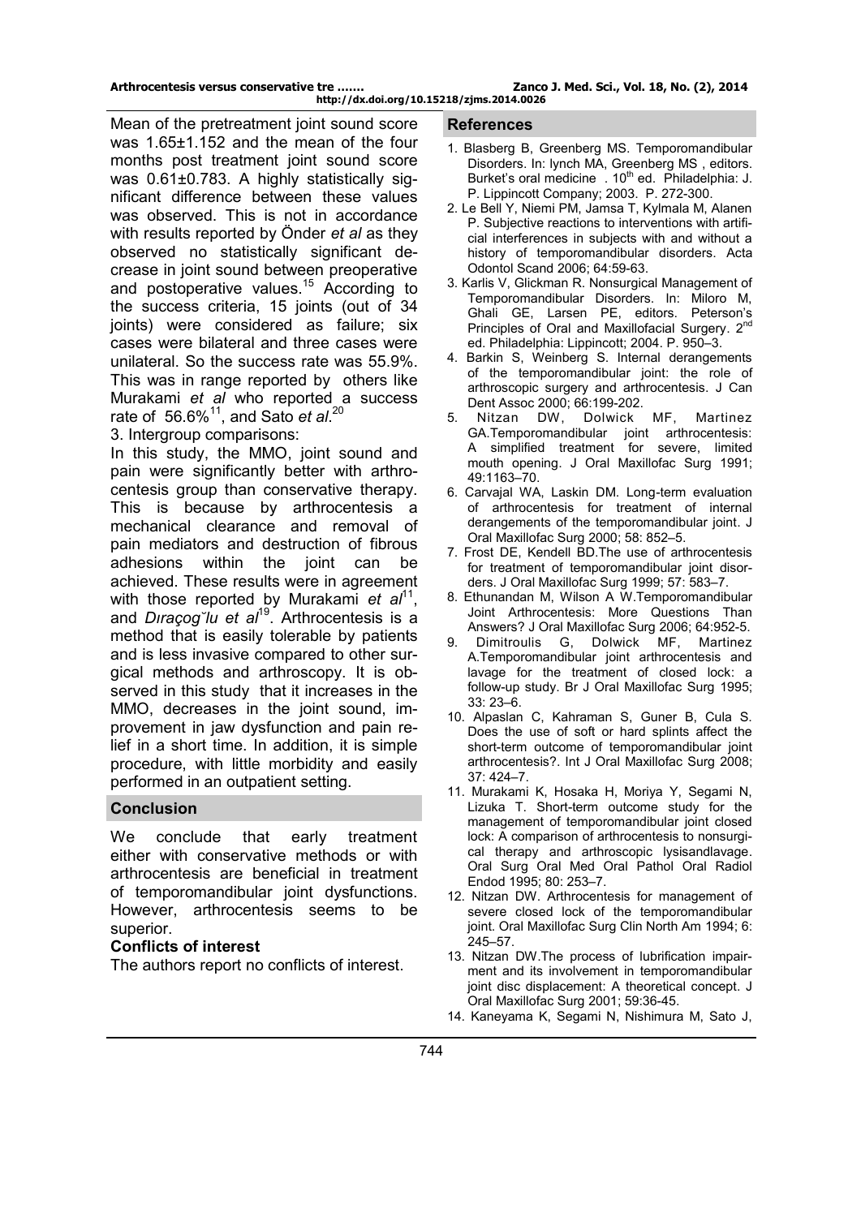Mean of the pretreatment joint sound score was 1.65±1.152 and the mean of the four months post treatment joint sound score was 0.61±0.783. A highly statistically significant difference between these values was observed. This is not in accordance with results reported by Önder *et al* as they observed no statistically significant decrease in joint sound between preoperative and postoperative values.[15] According to the success criteria, 15 joints (out of 34 joints) were considered as failure; six cases were bilateral and three cases were unilateral. So the success rate was 55.9%. This was in range reported by others like Murakami *et al* who reported a success rate of 56.6%[11], and Sato *et al*.[20]

3. Intergroup comparisons:

In this study, the MMO, joint sound and pain were significantly better with arthrocentesis group than conservative therapy. This is because by arthrocentesis a mechanical clearance and removal of pain mediators and destruction of fibrous adhesions within the joint can be achieved. These results were in agreement with those reported by Murakami *et al*[11], and *Dıraçog`lu et al*[19]. Arthrocentesis is a method that is easily tolerable by patients and is less invasive compared to other surgical methods and arthroscopy. It is observed in this study that it increases in the MMO, decreases in the joint sound, improvement in jaw dysfunction and pain relief in a short time. In addition, it is simple procedure, with little morbidity and easily performed in an outpatient setting.

## Conclusion

We conclude that early treatment either with conservative methods or with arthrocentesis are beneficial in treatment of temporomandibular joint dysfunctions. However, arthrocentesis seems to be superior.

### Conflicts of interest

The authors report no conflicts of interest.

## References

1. Blasberg B, Greenberg MS. Temporomandibular Disorders. In: lynch MA, Greenberg MS , editors. Burket's oral medicine . 10th ed. Philadelphia: J. P. Lippincott Company; 2003. P. 272-300.
2. Le Bell Y, Niemi PM, Jamsa T, Kylmala M, Alanen P. Subjective reactions to interventions with artificial interferences in subjects with and without a history of temporomandibular disorders. Acta Odontol Scand 2006; 64:59-63.
3. Karlis V, Glickman R. Nonsurgical Management of Temporomandibular Disorders. In: Miloro M, Ghali GE, Larsen PE, editors. Peterson's Principles of Oral and Maxillofacial Surgery. 2nd ed. Philadelphia: Lippincott; 2004. P. 950–3.
4. Barkin S, Weinberg S. Internal derangements of the temporomandibular joint: the role of arthroscopic surgery and arthrocentesis. J Can Dent Assoc 2000; 66:199-202.
5. Nitzan DW, Dolwick MF, Martinez GA.Temporomandibular joint arthrocentesis: A simplified treatment for severe, limited mouth opening. J Oral Maxillofac Surg 1991; 49:1163–70.
6. Carvajal WA, Laskin DM. Long-term evaluation of arthrocentesis for treatment of internal derangements of the temporomandibular joint. J Oral Maxillofac Surg 2000; 58: 852–5.
7. Frost DE, Kendell BD.The use of arthrocentesis for treatment of temporomandibular joint disorders. J Oral Maxillofac Surg 1999; 57: 583–7.
8. Ethunandan M, Wilson A W.Temporomandibular Joint Arthrocentesis: More Questions Than Answers? J Oral Maxillofac Surg 2006; 64:952-5.
9. Dimitroulis G, Dolwick MF, Martinez A.Temporomandibular joint arthrocentesis and lavage for the treatment of closed lock: a follow-up study. Br J Oral Maxillofac Surg 1995; 33: 23–6.
10. Alpaslan C, Kahraman S, Guner B, Cula S. Does the use of soft or hard splints affect the short-term outcome of temporomandibular joint arthrocentesis?. Int J Oral Maxillofac Surg 2008; 37: 424–7.
11. Murakami K, Hosaka H, Moriya Y, Segami N, Lizuka T. Short-term outcome study for the management of temporomandibular joint closed lock: A comparison of arthrocentesis to nonsurgical therapy and arthroscopic lysisandlavage. Oral Surg Oral Med Oral Pathol Oral Radiol Endod 1995; 80: 253–7.
12. Nitzan DW. Arthrocentesis for management of severe closed lock of the temporomandibular joint. Oral Maxillofac Surg Clin North Am 1994; 6: 245–57.
13. Nitzan DW.The process of lubrification impairment and its involvement in temporomandibular joint disc displacement: A theoretical concept. J Oral Maxillofac Surg 2001; 59:36-45.
14. Kaneyama K, Segami N, Nishimura M, Sato J,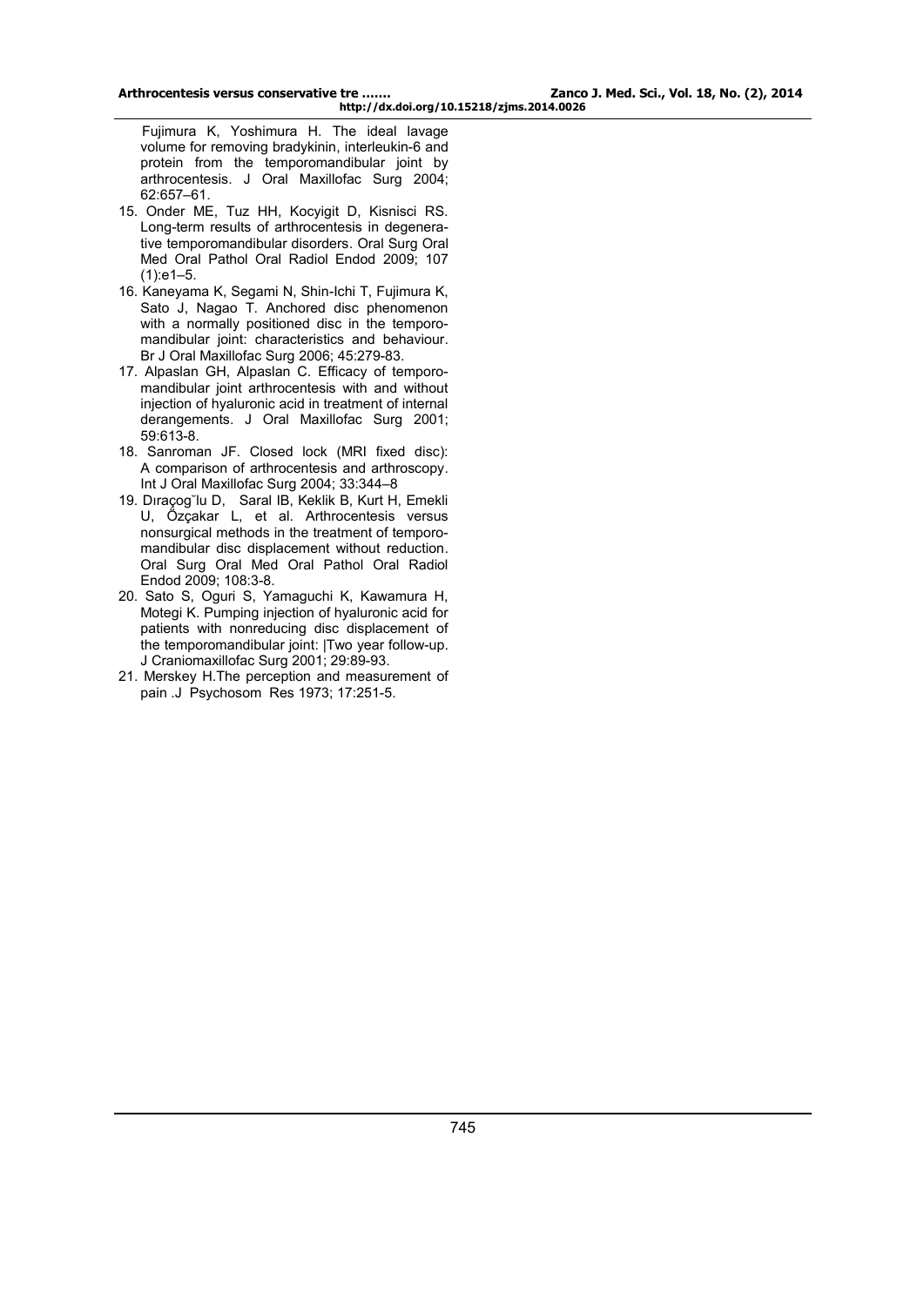Fujimura K, Yoshimura H. The ideal lavage volume for removing bradykinin, interleukin-6 and protein from the temporomandibular joint by arthrocentesis. J Oral Maxillofac Surg 2004; 62:657–61.

15. Onder ME, Tuz HH, Kocyigit D, Kisnisci RS. Long-term results of arthrocentesis in degenerative temporomandibular disorders. Oral Surg Oral Med Oral Pathol Oral Radiol Endod 2009; 107 (1):e1–5.
16. Kaneyama K, Segami N, Shin-Ichi T, Fujimura K, Sato J, Nagao T. Anchored disc phenomenon with a normally positioned disc in the temporomandibular joint: characteristics and behaviour. Br J Oral Maxillofac Surg 2006; 45:279-83.
17. Alpaslan GH, Alpaslan C. Efficacy of temporomandibular joint arthrocentesis with and without injection of hyaluronic acid in treatment of internal derangements. J Oral Maxillofac Surg 2001; 59:613-8.
18. Sanroman JF. Closed lock (MRI fixed disc): A comparison of arthrocentesis and arthroscopy. Int J Oral Maxillofac Surg 2004; 33:344–8
19. Dıraçog˘lu D, Saral IB, Keklik B, Kurt H, Emekli U, Özçakar L, et al. Arthrocentesis versus nonsurgical methods in the treatment of temporomandibular disc displacement without reduction. Oral Surg Oral Med Oral Pathol Oral Radiol Endod 2009; 108:3-8.
20. Sato S, Oguri S, Yamaguchi K, Kawamura H, Motegi K. Pumping injection of hyaluronic acid for patients with nonreducing disc displacement of the temporomandibular joint: |Two year follow-up. J Craniomaxillofac Surg 2001; 29:89-93.
21. Merskey H.The perception and measurement of pain .J Psychosom Res 1973; 17:251-5.